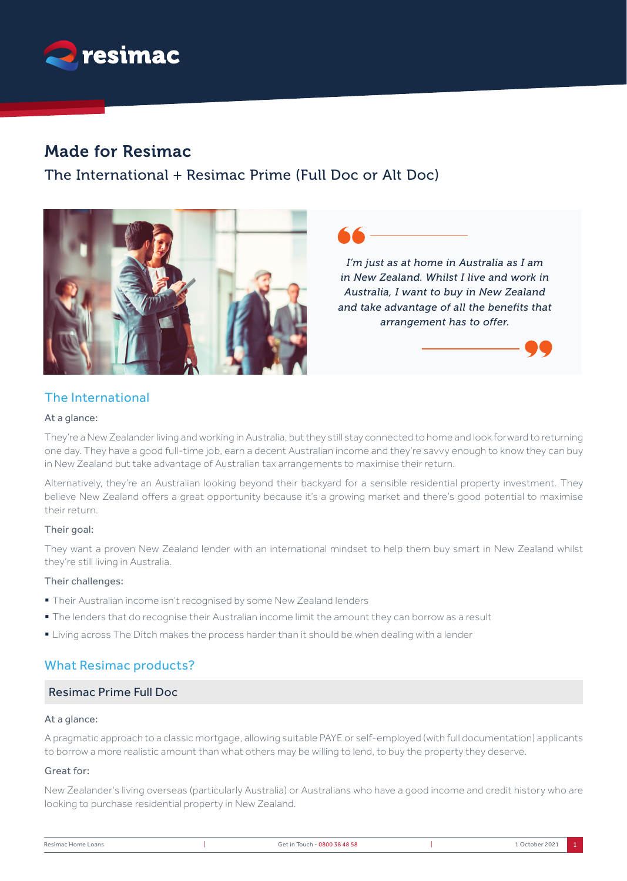# Made for Resimac

## The International + Resimac Prime (Full Doc or Alt Doc)

> *I'm just as at home in Australia as I am in New Zealand. Whilst I live and work in Australia, I want to buy in New Zealand and take advantage of all the benefits that arrangement has to offer.*

## The International

### At a glance:

They're a New Zealander living and working in Australia, but they still stay connected to home and look forward to returning one day. They have a good full-time job, earn a decent Australian income and they're savvy enough to know they can buy in New Zealand but take advantage of Australian tax arrangements to maximise their return.

Alternatively, they're an Australian looking beyond their backyard for a sensible residential property investment. They believe New Zealand offers a great opportunity because it's a growing market and there's good potential to maximise their return.

### Their goal:

They want a proven New Zealand lender with an international mindset to help them buy smart in New Zealand whilst they're still living in Australia.

### Their challenges:

- Their Australian income isn't recognised by some New Zealand lenders
- The lenders that do recognise their Australian income limit the amount they can borrow as a result
- Living across The Ditch makes the process harder than it should be when dealing with a lender

## What Resimac products?

### Resimac Prime Full Doc

#### At a glance:

A pragmatic approach to a classic mortgage, allowing suitable PAYE or self-employed (with full documentation) applicants to borrow a more realistic amount than what others may be willing to lend, to buy the property they deserve.

#### Great for:

New Zealander's living overseas (particularly Australia) or Australians who have a good income and credit history who are looking to purchase residential property in New Zealand.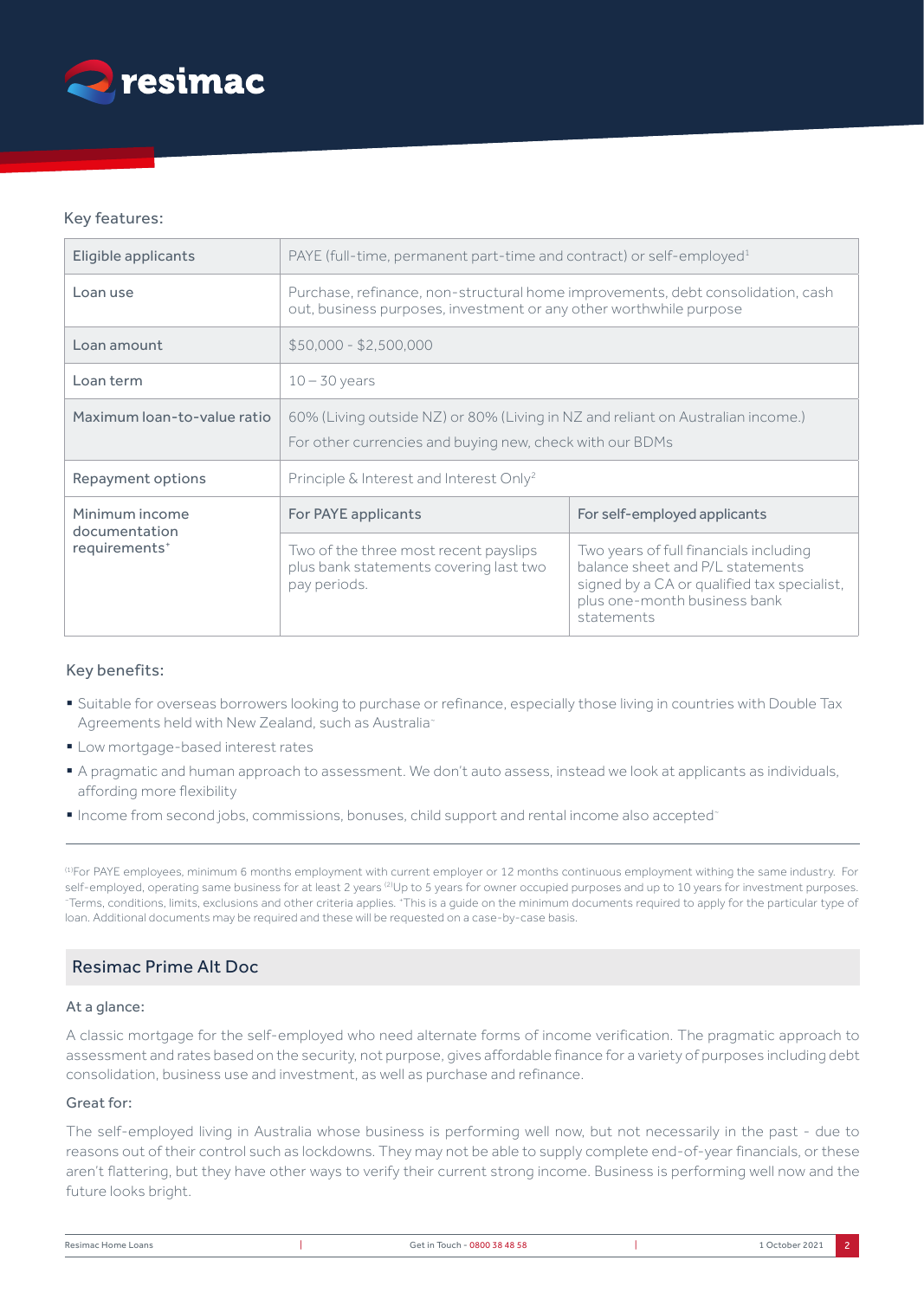Key features:

| | | |
|---|---|---|
| Eligible applicants | PAYE (full-time, permanent part-time and contract) or self-employed[1] | |
| Loan use | Purchase, refinance, non-structural home improvements, debt consolidation, cash out, business purposes, investment or any other worthwhile purpose | |
| Loan amount | $50,000 - $2,500,000 | |
| Loan term | 10 – 30 years | |
| Maximum loan-to-value ratio | 60% (Living outside NZ) or 80% (Living in NZ and reliant on Australian income.) For other currencies and buying new, check with our BDMs | |
| Repayment options | Principle & Interest and Interest Only[2] | |
| Minimum income documentation requirements* | For PAYE applicants | For self-employed applicants |
| | Two of the three most recent payslips plus bank statements covering last two pay periods. | Two years of full financials including balance sheet and P/L statements signed by a CA or qualified tax specialist, plus one-month business bank statements |

Key benefits:

- Suitable for overseas borrowers looking to purchase or refinance, especially those living in countries with Double Tax Agreements held with New Zealand, such as Australia~
- Low mortgage-based interest rates
- A pragmatic and human approach to assessment. We don't auto assess, instead we look at applicants as individuals, affording more flexibility
- Income from second jobs, commissions, bonuses, child support and rental income also accepted~

[1]For PAYE employees, minimum 6 months employment with current employer or 12 months continuous employment withing the same industry. For self-employed, operating same business for at least 2 years [2]Up to 5 years for owner occupied purposes and up to 10 years for investment purposes. ~Terms, conditions, limits, exclusions and other criteria applies. *This is a guide on the minimum documents required to apply for the particular type of loan. Additional documents may be required and these will be requested on a case-by-case basis.

## Resimac Prime Alt Doc

### At a glance:

A classic mortgage for the self-employed who need alternate forms of income verification. The pragmatic approach to assessment and rates based on the security, not purpose, gives affordable finance for a variety of purposes including debt consolidation, business use and investment, as well as purchase and refinance.

### Great for:

The self-employed living in Australia whose business is performing well now, but not necessarily in the past - due to reasons out of their control such as lockdowns. They may not be able to supply complete end-of-year financials, or these aren't flattering, but they have other ways to verify their current strong income. Business is performing well now and the future looks bright.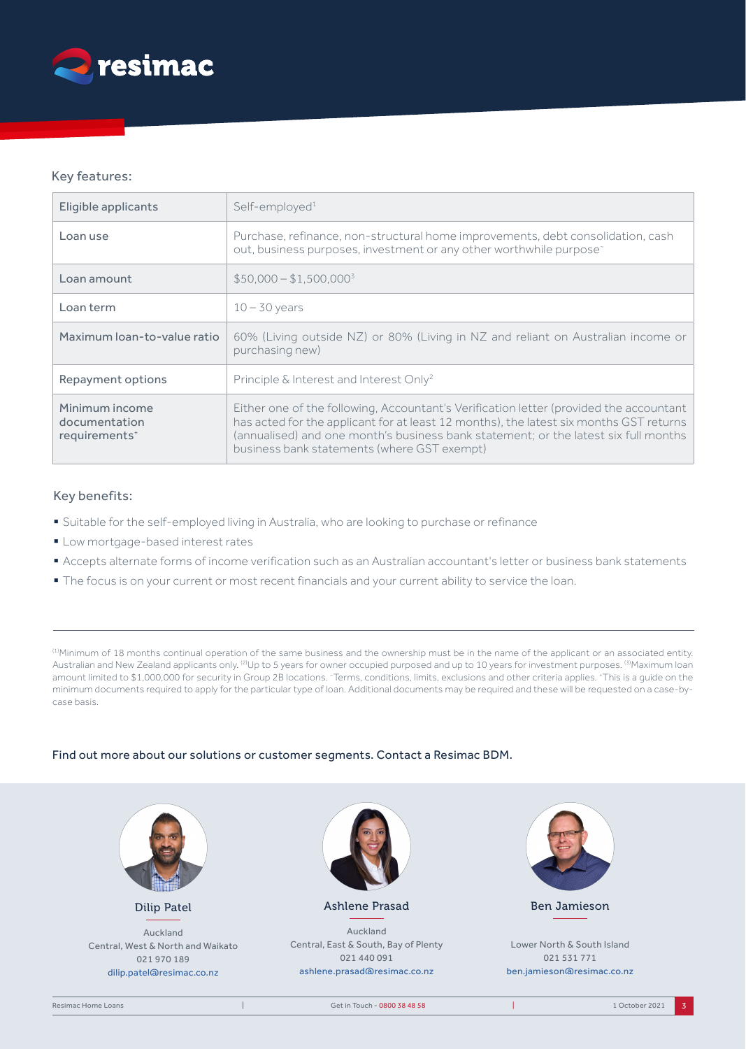## Key features:

| | |
|---|---|
| Eligible applicants | Self-employed[1] |
| Loan use | Purchase, refinance, non-structural home improvements, debt consolidation, cash out, business purposes, investment or any other worthwhile purpose[~] |
| Loan amount | $50,000 – $1,500,000[3] |
| Loan term | 10 – 30 years |
| Maximum loan-to-value ratio | 60% (Living outside NZ) or 80% (Living in NZ and reliant on Australian income or purchasing new) |
| Repayment options | Principle & Interest and Interest Only[2] |
| Minimum income documentation requirements[+] | Either one of the following, Accountant's Verification letter (provided the accountant has acted for the applicant for at least 12 months), the latest six months GST returns (annualised) and one month's business bank statement; or the latest six full months business bank statements (where GST exempt) |

## Key benefits:

- Suitable for the self-employed living in Australia, who are looking to purchase or refinance
- Low mortgage-based interest rates
- Accepts alternate forms of income verification such as an Australian accountant's letter or business bank statements
- The focus is on your current or most recent financials and your current ability to service the loan.

---

[(1)]Minimum of 18 months continual operation of the same business and the ownership must be in the name of the applicant or an associated entity. Australian and New Zealand applicants only. [(2)]Up to 5 years for owner occupied purposed and up to 10 years for investment purposes. [(3)]Maximum loan amount limited to $1,000,000 for security in Group 2B locations. [~]Terms, conditions, limits, exclusions and other criteria applies. [+]This is a guide on the minimum documents required to apply for the particular type of loan. Additional documents may be required and these will be requested on a case-by-case basis.

Find out more about our solutions or customer segments. Contact a Resimac BDM.

**Dilip Patel**
Auckland
Central, West & North and Waikato
021 970 189
dilip.patel@resimac.co.nz

**Ashlene Prasad**
Auckland
Central, East & South, Bay of Plenty
021 440 091
ashlene.prasad@resimac.co.nz

**Ben Jamieson**
Lower North & South Island
021 531 771
ben.jamieson@resimac.co.nz